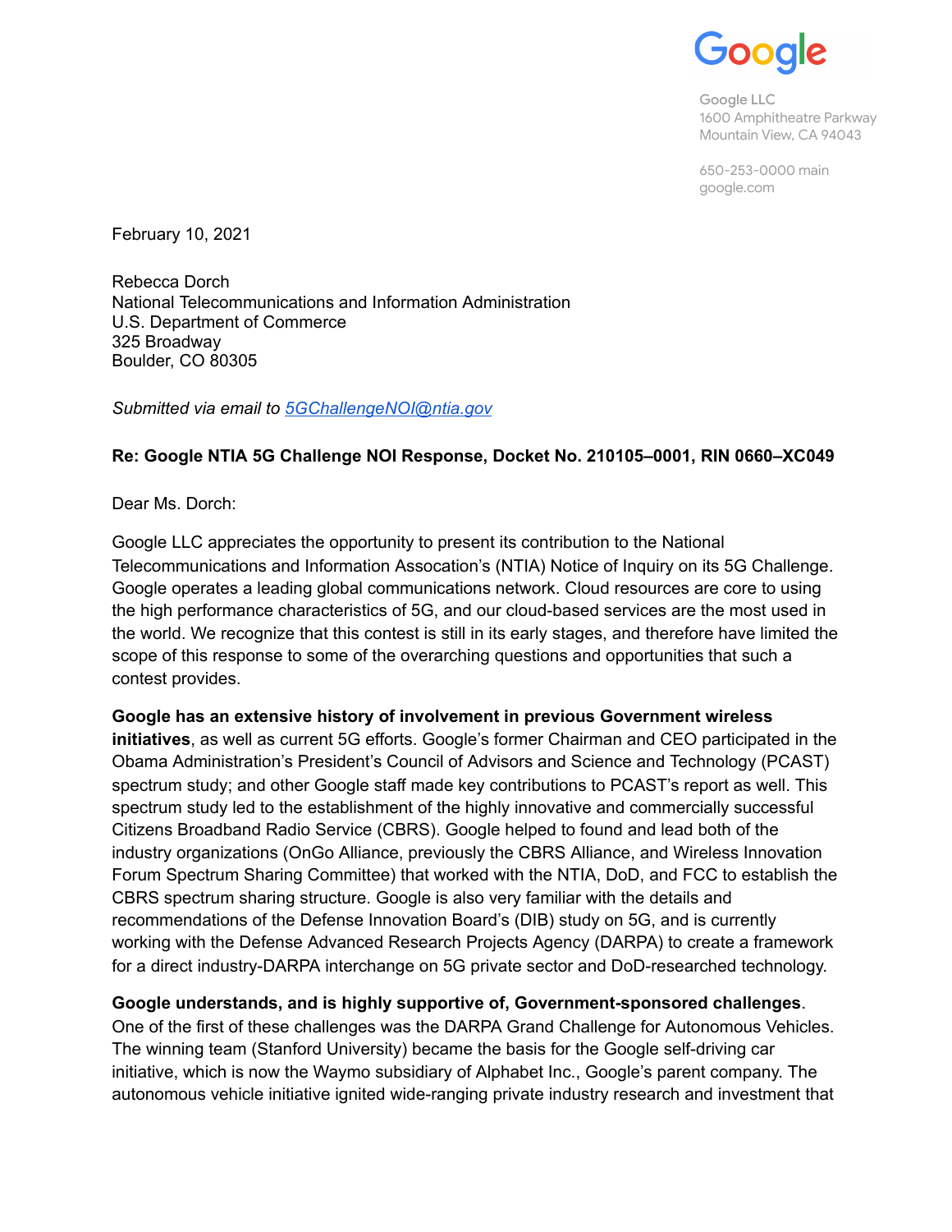Google

Google LLC
1600 Amphitheatre Parkway
Mountain View, CA 94043

650-253-0000 main
google.com

February 10, 2021

Rebecca Dorch
National Telecommunications and Information Administration
U.S. Department of Commerce
325 Broadway
Boulder, CO 80305

*Submitted via email to [5GChallengeNOI@ntia.gov](mailto:5GChallengeNOI@ntia.gov)*

**Re: Google NTIA 5G Challenge NOI Response, Docket No. 210105–0001, RIN 0660–XC049**

Dear Ms. Dorch:

Google LLC appreciates the opportunity to present its contribution to the National Telecommunications and Information Assocation's (NTIA) Notice of Inquiry on its 5G Challenge. Google operates a leading global communications network. Cloud resources are core to using the high performance characteristics of 5G, and our cloud-based services are the most used in the world. We recognize that this contest is still in its early stages, and therefore have limited the scope of this response to some of the overarching questions and opportunities that such a contest provides.

**Google has an extensive history of involvement in previous Government wireless initiatives**, as well as current 5G efforts. Google's former Chairman and CEO participated in the Obama Administration's President's Council of Advisors and Science and Technology (PCAST) spectrum study; and other Google staff made key contributions to PCAST's report as well. This spectrum study led to the establishment of the highly innovative and commercially successful Citizens Broadband Radio Service (CBRS). Google helped to found and lead both of the industry organizations (OnGo Alliance, previously the CBRS Alliance, and Wireless Innovation Forum Spectrum Sharing Committee) that worked with the NTIA, DoD, and FCC to establish the CBRS spectrum sharing structure. Google is also very familiar with the details and recommendations of the Defense Innovation Board's (DIB) study on 5G, and is currently working with the Defense Advanced Research Projects Agency (DARPA) to create a framework for a direct industry-DARPA interchange on 5G private sector and DoD-researched technology.

**Google understands, and is highly supportive of, Government-sponsored challenges**. One of the first of these challenges was the DARPA Grand Challenge for Autonomous Vehicles. The winning team (Stanford University) became the basis for the Google self-driving car initiative, which is now the Waymo subsidiary of Alphabet Inc., Google's parent company. The autonomous vehicle initiative ignited wide-ranging private industry research and investment that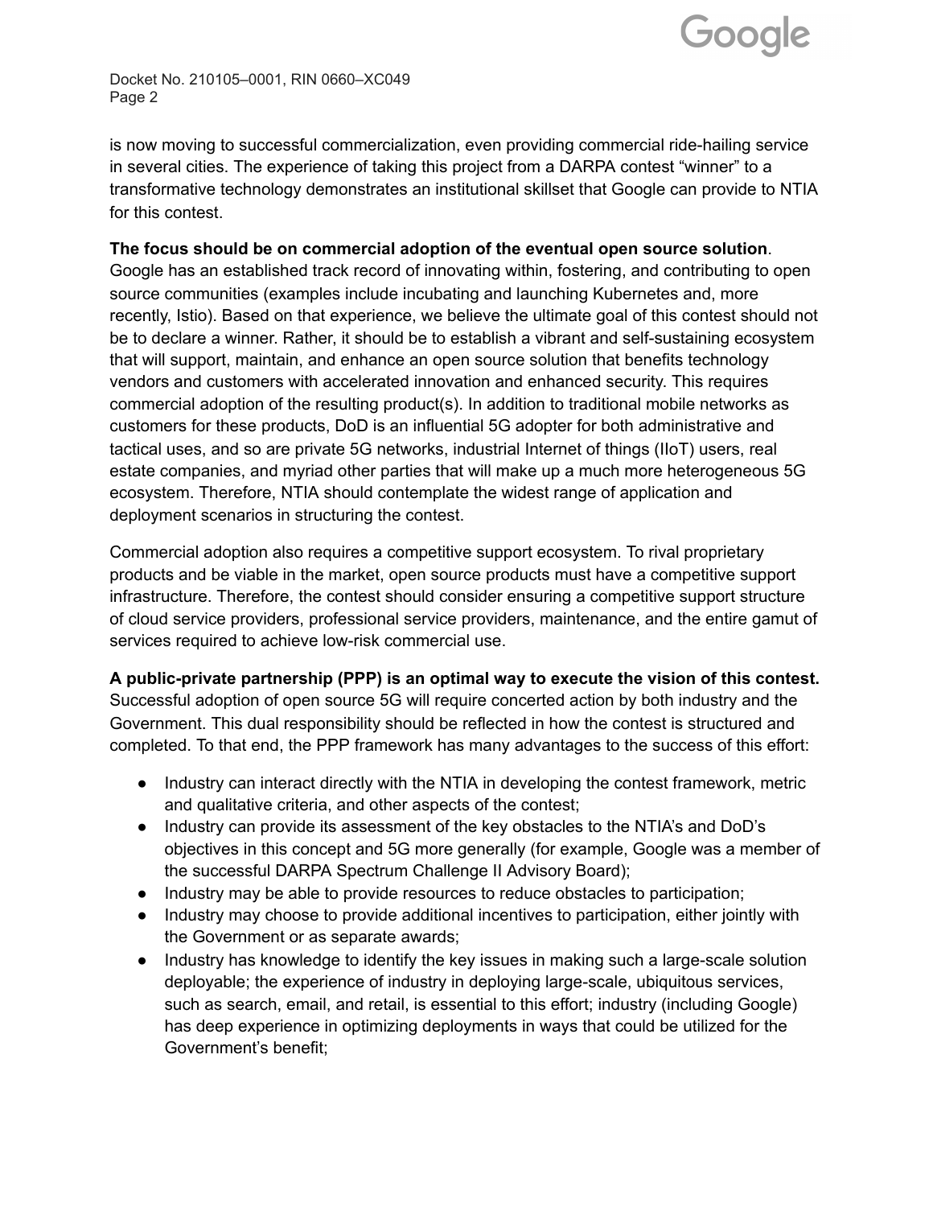is now moving to successful commercialization, even providing commercial ride-hailing service in several cities. The experience of taking this project from a DARPA contest "winner" to a transformative technology demonstrates an institutional skillset that Google can provide to NTIA for this contest.

**The focus should be on commercial adoption of the eventual open source solution**. Google has an established track record of innovating within, fostering, and contributing to open source communities (examples include incubating and launching Kubernetes and, more recently, Istio). Based on that experience, we believe the ultimate goal of this contest should not be to declare a winner. Rather, it should be to establish a vibrant and self-sustaining ecosystem that will support, maintain, and enhance an open source solution that benefits technology vendors and customers with accelerated innovation and enhanced security. This requires commercial adoption of the resulting product(s). In addition to traditional mobile networks as customers for these products, DoD is an influential 5G adopter for both administrative and tactical uses, and so are private 5G networks, industrial Internet of things (IIoT) users, real estate companies, and myriad other parties that will make up a much more heterogeneous 5G ecosystem. Therefore, NTIA should contemplate the widest range of application and deployment scenarios in structuring the contest.

Commercial adoption also requires a competitive support ecosystem. To rival proprietary products and be viable in the market, open source products must have a competitive support infrastructure. Therefore, the contest should consider ensuring a competitive support structure of cloud service providers, professional service providers, maintenance, and the entire gamut of services required to achieve low-risk commercial use.

**A public-private partnership (PPP) is an optimal way to execute the vision of this contest.** Successful adoption of open source 5G will require concerted action by both industry and the Government. This dual responsibility should be reflected in how the contest is structured and completed. To that end, the PPP framework has many advantages to the success of this effort:

- Industry can interact directly with the NTIA in developing the contest framework, metric and qualitative criteria, and other aspects of the contest;
- Industry can provide its assessment of the key obstacles to the NTIA's and DoD's objectives in this concept and 5G more generally (for example, Google was a member of the successful DARPA Spectrum Challenge II Advisory Board);
- Industry may be able to provide resources to reduce obstacles to participation;
- Industry may choose to provide additional incentives to participation, either jointly with the Government or as separate awards;
- Industry has knowledge to identify the key issues in making such a large-scale solution deployable; the experience of industry in deploying large-scale, ubiquitous services, such as search, email, and retail, is essential to this effort; industry (including Google) has deep experience in optimizing deployments in ways that could be utilized for the Government's benefit;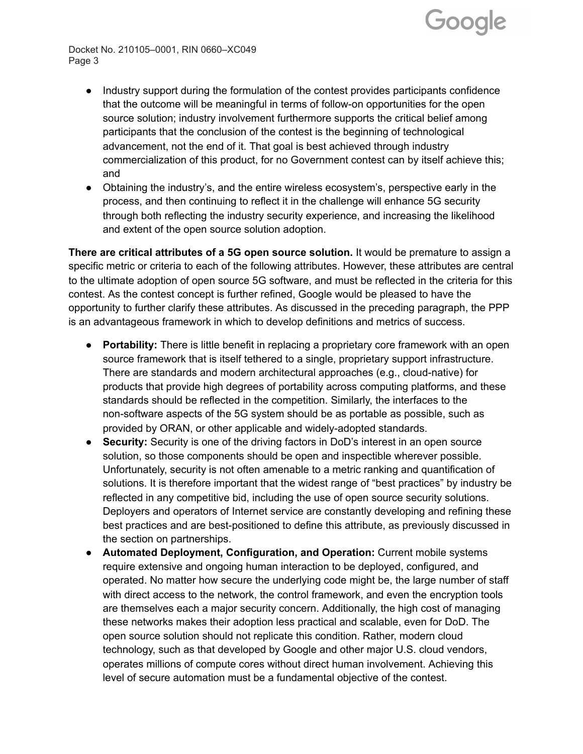- Industry support during the formulation of the contest provides participants confidence that the outcome will be meaningful in terms of follow-on opportunities for the open source solution; industry involvement furthermore supports the critical belief among participants that the conclusion of the contest is the beginning of technological advancement, not the end of it. That goal is best achieved through industry commercialization of this product, for no Government contest can by itself achieve this; and
- Obtaining the industry's, and the entire wireless ecosystem's, perspective early in the process, and then continuing to reflect it in the challenge will enhance 5G security through both reflecting the industry security experience, and increasing the likelihood and extent of the open source solution adoption.

**There are critical attributes of a 5G open source solution.** It would be premature to assign a specific metric or criteria to each of the following attributes. However, these attributes are central to the ultimate adoption of open source 5G software, and must be reflected in the criteria for this contest. As the contest concept is further refined, Google would be pleased to have the opportunity to further clarify these attributes. As discussed in the preceding paragraph, the PPP is an advantageous framework in which to develop definitions and metrics of success.

- **Portability:** There is little benefit in replacing a proprietary core framework with an open source framework that is itself tethered to a single, proprietary support infrastructure. There are standards and modern architectural approaches (e.g., cloud-native) for products that provide high degrees of portability across computing platforms, and these standards should be reflected in the competition. Similarly, the interfaces to the non-software aspects of the 5G system should be as portable as possible, such as provided by ORAN, or other applicable and widely-adopted standards.
- **Security:** Security is one of the driving factors in DoD's interest in an open source solution, so those components should be open and inspectible wherever possible. Unfortunately, security is not often amenable to a metric ranking and quantification of solutions. It is therefore important that the widest range of "best practices" by industry be reflected in any competitive bid, including the use of open source security solutions. Deployers and operators of Internet service are constantly developing and refining these best practices and are best-positioned to define this attribute, as previously discussed in the section on partnerships.
- **Automated Deployment, Configuration, and Operation:** Current mobile systems require extensive and ongoing human interaction to be deployed, configured, and operated. No matter how secure the underlying code might be, the large number of staff with direct access to the network, the control framework, and even the encryption tools are themselves each a major security concern. Additionally, the high cost of managing these networks makes their adoption less practical and scalable, even for DoD. The open source solution should not replicate this condition. Rather, modern cloud technology, such as that developed by Google and other major U.S. cloud vendors, operates millions of compute cores without direct human involvement. Achieving this level of secure automation must be a fundamental objective of the contest.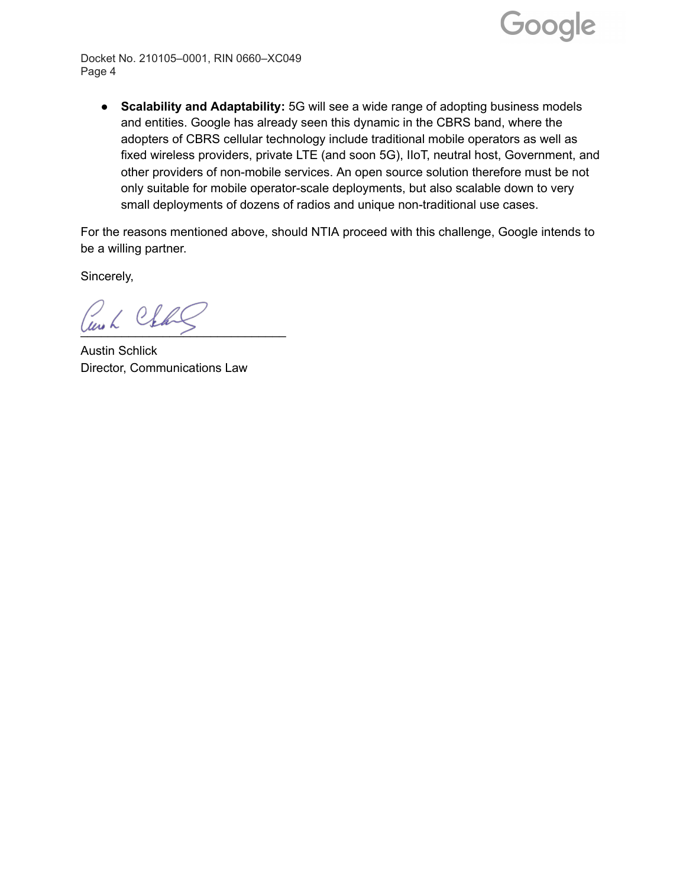- **Scalability and Adaptability:** 5G will see a wide range of adopting business models and entities. Google has already seen this dynamic in the CBRS band, where the adopters of CBRS cellular technology include traditional mobile operators as well as fixed wireless providers, private LTE (and soon 5G), IIoT, neutral host, Government, and other providers of non-mobile services. An open source solution therefore must be not only suitable for mobile operator-scale deployments, but also scalable down to very small deployments of dozens of radios and unique non-traditional use cases.

For the reasons mentioned above, should NTIA proceed with this challenge, Google intends to be a willing partner.

Sincerely,

Austin Schlick
Director, Communications Law